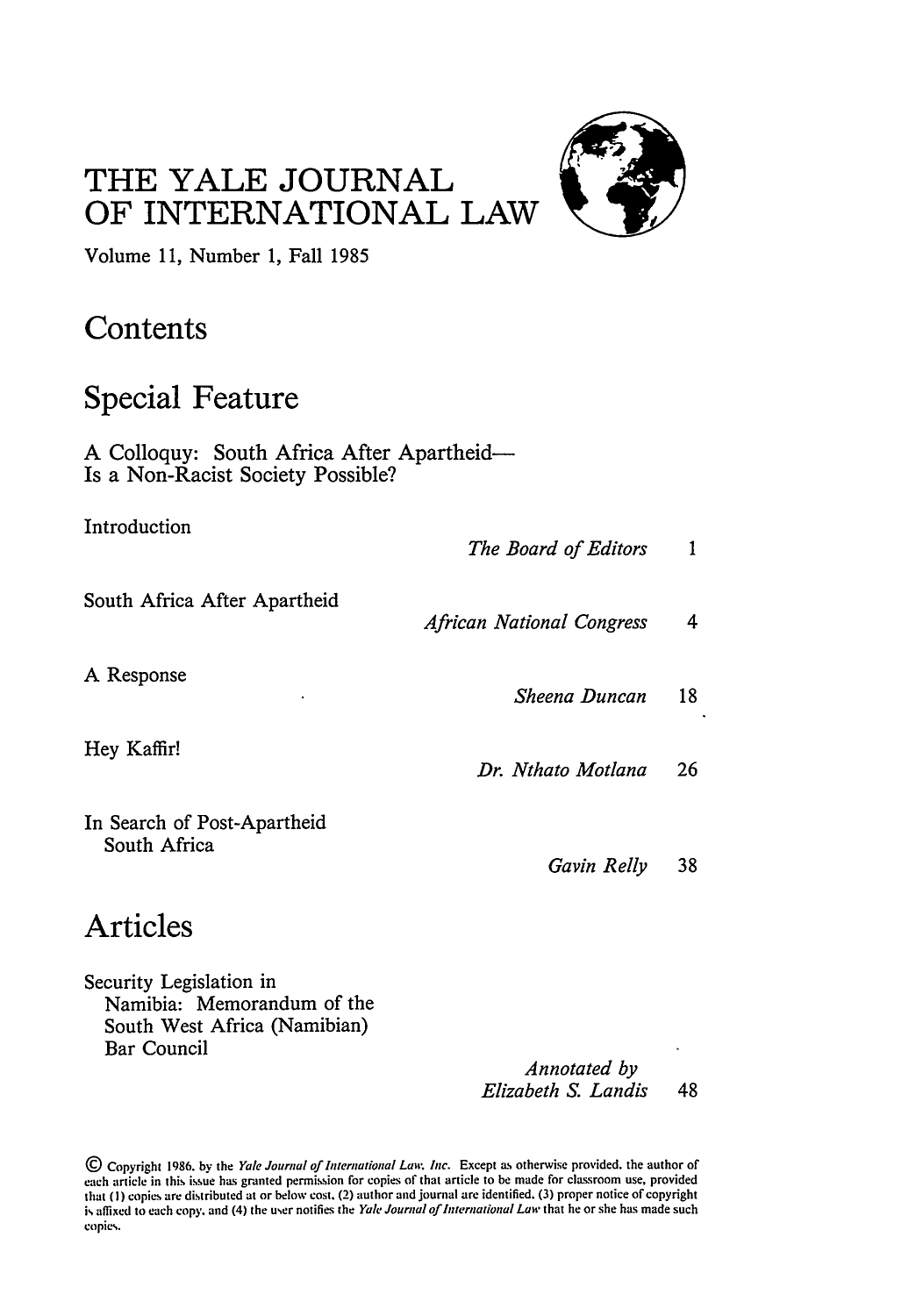# THE YALE JOURNAL OF INTERNATIONAL LAW

Volume 11, Number 1, Fall 1985

# Contents

## Special Feature

A Colloquy: South Africa After Apartheid—
Is a Non-Racist Society Possible?

| | | |
|---|---|---|
| Introduction | *The Board of Editors* | 1 |
| South Africa After Apartheid | *African National Congress* | 4 |
| A Response | *Sheena Duncan* | 18 |
| Hey Kaffir! | *Dr. Nthato Motlana* | 26 |
| In Search of Post-Apartheid South Africa | *Gavin Relly* | 38 |

## Articles

| | | |
|---|---|---|
| Security Legislation in Namibia: Memorandum of the South West Africa (Namibian) Bar Council | *Annotated by Elizabeth S. Landis* | 48 |

© Copyright 1986, by the *Yale Journal of International Law, Inc.* Except as otherwise provided, the author of each article in this issue has granted permission for copies of that article to be made for classroom use, provided that (1) copies are distributed at or below cost, (2) author and journal are identified, (3) proper notice of copyright is affixed to each copy, and (4) the user notifies the *Yale Journal of International Law* that he or she has made such copies.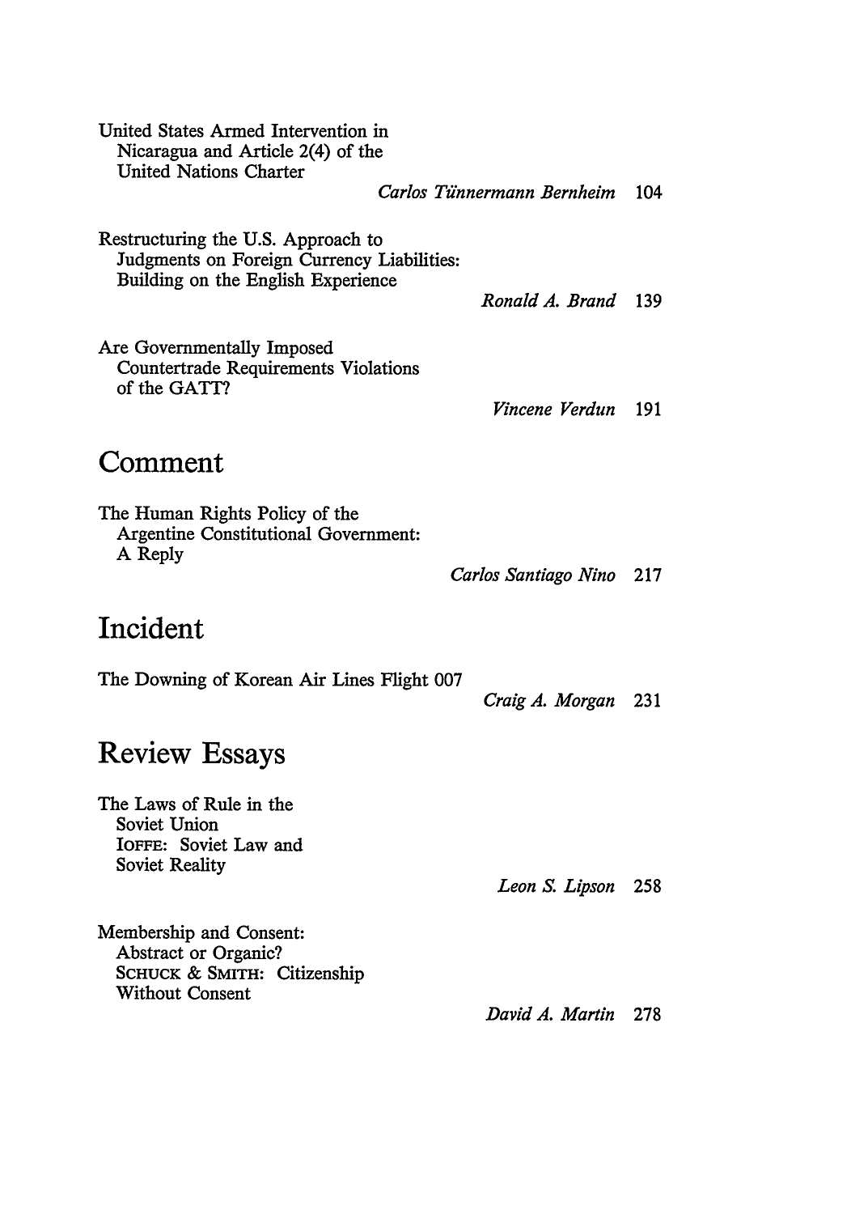United States Armed Intervention in Nicaragua and Article 2(4) of the United Nations Charter
*Carlos Tünnermann Bernheim* 104

Restructuring the U.S. Approach to Judgments on Foreign Currency Liabilities: Building on the English Experience
*Ronald A. Brand* 139

Are Governmentally Imposed Countertrade Requirements Violations of the GATT?
*Vincene Verdun* 191

## Comment

The Human Rights Policy of the Argentine Constitutional Government: A Reply
*Carlos Santiago Nino* 217

## Incident

The Downing of Korean Air Lines Flight 007
*Craig A. Morgan* 231

## Review Essays

The Laws of Rule in the Soviet Union
IOFFE: Soviet Law and Soviet Reality
*Leon S. Lipson* 258

Membership and Consent: Abstract or Organic?
SCHUCK & SMITH: Citizenship Without Consent
*David A. Martin* 278